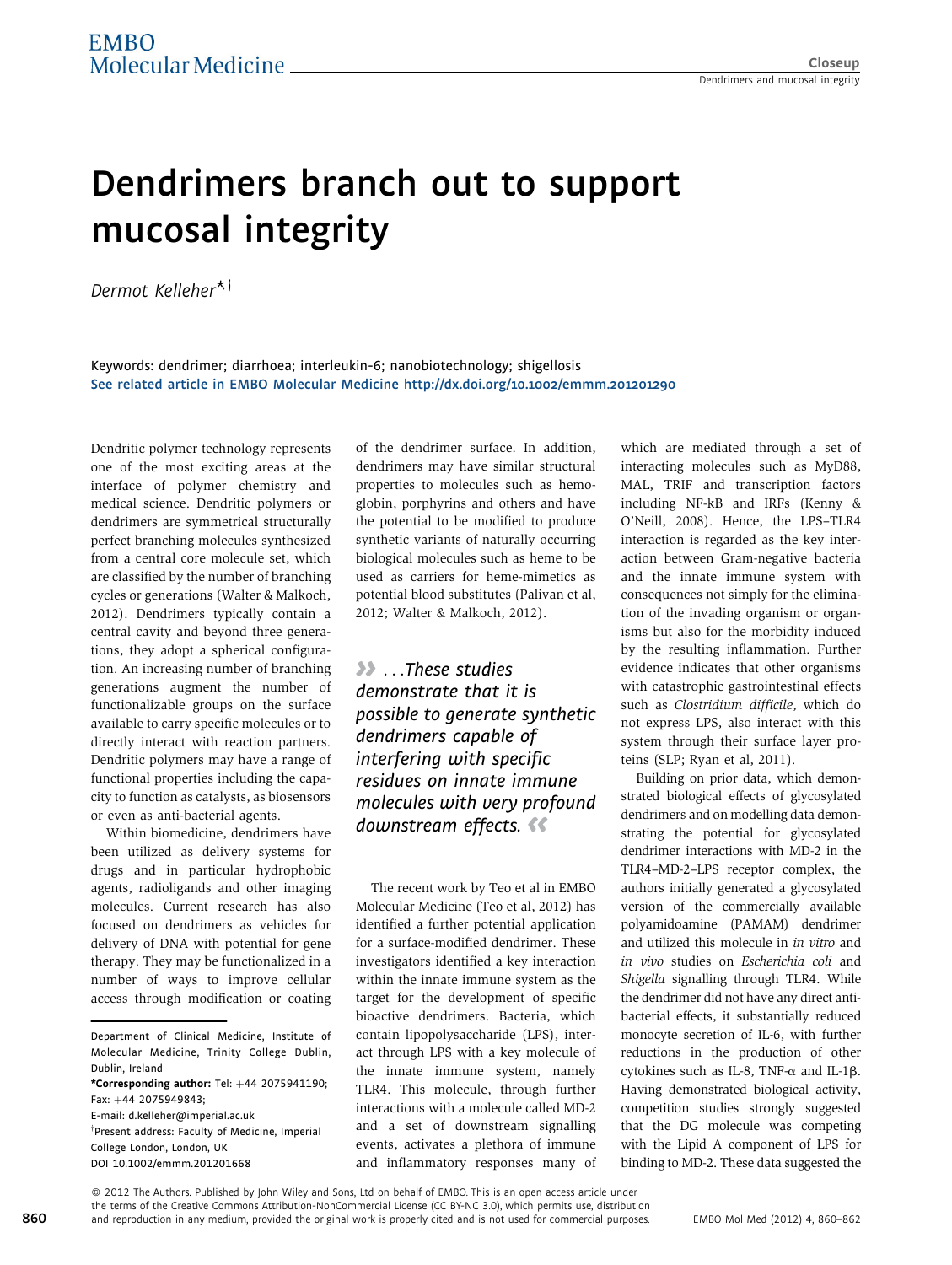# Dendrimers branch out to support mucosal integrity

*Dermot Kelleher*[*,†]

Keywords: dendrimer; diarrhoea; interleukin-6; nanobiotechnology; shigellosis

See related article in EMBO Molecular Medicine http://dx.doi.org/10.1002/emmm.201201290

Dendritic polymer technology represents one of the most exciting areas at the interface of polymer chemistry and medical science. Dendritic polymers or dendrimers are symmetrical structurally perfect branching molecules synthesized from a central core molecule set, which are classified by the number of branching cycles or generations (Walter & Malkoch, 2012). Dendrimers typically contain a central cavity and beyond three generations, they adopt a spherical configuration. An increasing number of branching generations augment the number of functionalizable groups on the surface available to carry specific molecules or to directly interact with reaction partners. Dendritic polymers may have a range of functional properties including the capacity to function as catalysts, as biosensors or even as anti-bacterial agents.

Within biomedicine, dendrimers have been utilized as delivery systems for drugs and in particular hydrophobic agents, radioligands and other imaging molecules. Current research has also focused on dendrimers as vehicles for delivery of DNA with potential for gene therapy. They may be functionalized in a number of ways to improve cellular access through modification or coating of the dendrimer surface. In addition, dendrimers may have similar structural properties to molecules such as hemoglobin, porphyrins and others and have the potential to be modified to produce synthetic variants of naturally occurring biological molecules such as heme to be used as carriers for heme-mimetics as potential blood substitutes (Palivan et al, 2012; Walter & Malkoch, 2012).

> *» ...These studies demonstrate that it is possible to generate synthetic dendrimers capable of interfering with specific residues on innate immune molecules with very profound downstream effects. «*

The recent work by Teo et al in EMBO Molecular Medicine (Teo et al, 2012) has identified a further potential application for a surface-modified dendrimer. These investigators identified a key interaction within the innate immune system as the target for the development of specific bioactive dendrimers. Bacteria, which contain lipopolysaccharide (LPS), interact through LPS with a key molecule of the innate immune system, namely TLR4. This molecule, through further interactions with a molecule called MD-2 and a set of downstream signalling events, activates a plethora of immune and inflammatory responses many of which are mediated through a set of interacting molecules such as MyD88, MAL, TRIF and transcription factors including NF-kB and IRFs (Kenny & O'Neill, 2008). Hence, the LPS–TLR4 interaction is regarded as the key interaction between Gram-negative bacteria and the innate immune system with consequences not simply for the elimination of the invading organism or organisms but also for the morbidity induced by the resulting inflammation. Further evidence indicates that other organisms with catastrophic gastrointestinal effects such as *Clostridium difficile*, which do not express LPS, also interact with this system through their surface layer proteins (SLP; Ryan et al, 2011).

Building on prior data, which demonstrated biological effects of glycosylated dendrimers and on modelling data demonstrating the potential for glycosylated dendrimer interactions with MD-2 in the TLR4–MD-2–LPS receptor complex, the authors initially generated a glycosylated version of the commercially available polyamidoamine (PAMAM) dendrimer and utilized this molecule in *in vitro* and *in vivo* studies on *Escherichia coli* and *Shigella* signalling through TLR4. While the dendrimer did not have any direct anti-bacterial effects, it substantially reduced monocyte secretion of IL-6, with further reductions in the production of other cytokines such as IL-8, TNF-$\alpha$ and IL-1$\beta$. Having demonstrated biological activity, competition studies strongly suggested that the DG molecule was competing with the Lipid A component of LPS for binding to MD-2. These data suggested the

Department of Clinical Medicine, Institute of Molecular Medicine, Trinity College Dublin, Dublin, Ireland

*Corresponding author: Tel: +44 2075941190; Fax: +44 2075949843;
E-mail: d.kelleher@imperial.ac.uk

†Present address: Faculty of Medicine, Imperial College London, London, UK

DOI 10.1002/emmm.201201668

© 2012 The Authors. Published by John Wiley and Sons, Ltd on behalf of EMBO. This is an open access article under the terms of the Creative Commons Attribution-NonCommercial License (CC BY-NC 3.0), which permits use, distribution and reproduction in any medium, provided the original work is properly cited and is not used for commercial purposes.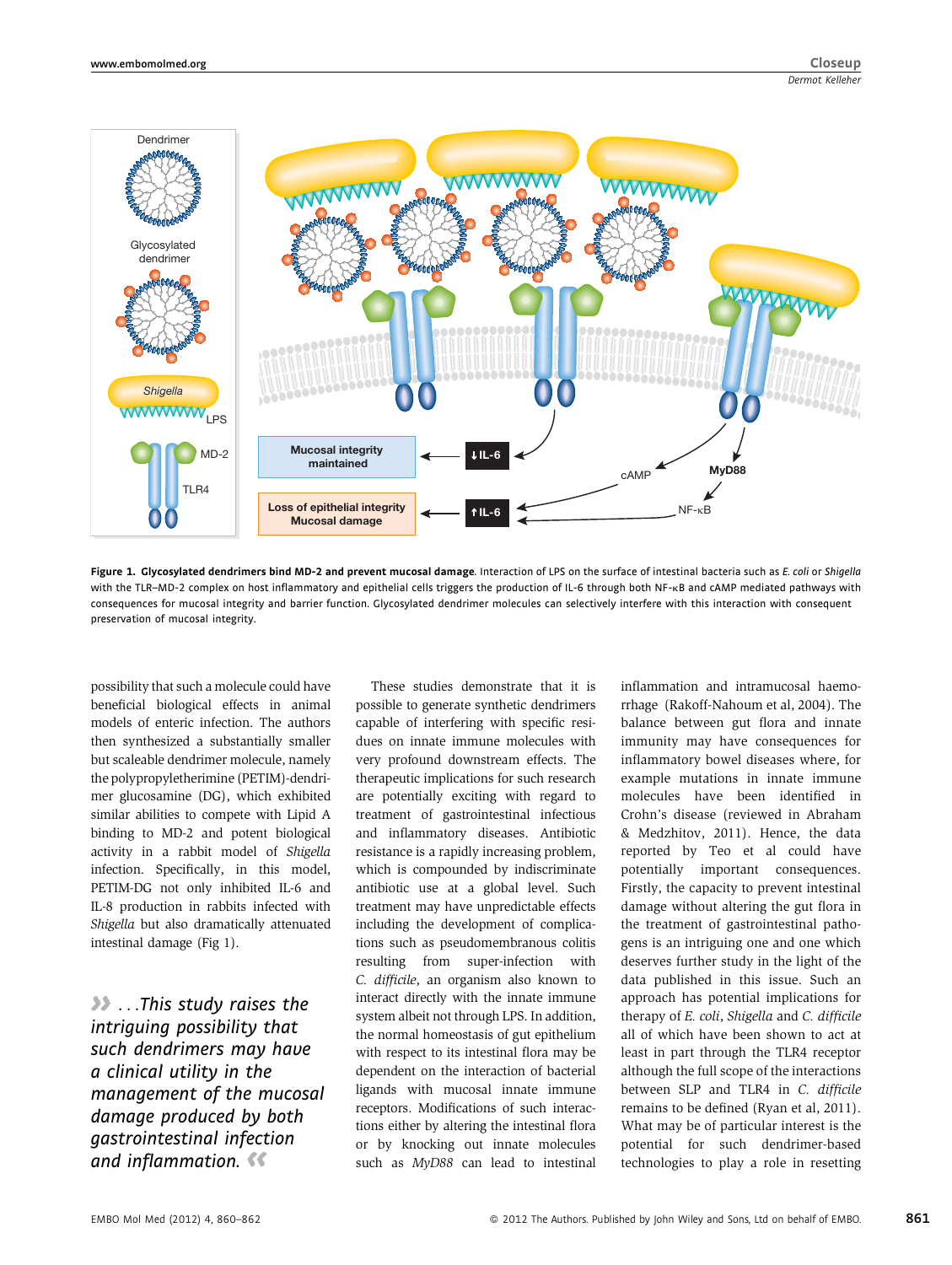Dendrimer

Glycosylated dendrimer

Shigella

LPS

MD-2

TLR4

Mucosal integrity maintained

↓IL-6

Loss of epithelial integrity Mucosal damage

↑IL-6

cAMP

MyD88

NF-κB

**Figure 1. Glycosylated dendrimers bind MD-2 and prevent mucosal damage.** Interaction of LPS on the surface of intestinal bacteria such as *E. coli* or *Shigella* with the TLR–MD-2 complex on host inflammatory and epithelial cells triggers the production of IL-6 through both NF-κB and cAMP mediated pathways with consequences for mucosal integrity and barrier function. Glycosylated dendrimer molecules can selectively interfere with this interaction with consequent preservation of mucosal integrity.

possibility that such a molecule could have beneficial biological effects in animal models of enteric infection. The authors then synthesized a substantially smaller but scaleable dendrimer molecule, namely the polypropyletherimine (PETIM)-dendrimer glucosamine (DG), which exhibited similar abilities to compete with Lipid A binding to MD-2 and potent biological activity in a rabbit model of *Shigella* infection. Specifically, in this model, PETIM-DG not only inhibited IL-6 and IL-8 production in rabbits infected with *Shigella* but also dramatically attenuated intestinal damage (Fig 1).

> *...This study raises the intriguing possibility that such dendrimers may have a clinical utility in the management of the mucosal damage produced by both gastrointestinal infection and inflammation.*

These studies demonstrate that it is possible to generate synthetic dendrimers capable of interfering with specific residues on innate immune molecules with very profound downstream effects. The therapeutic implications for such research are potentially exciting with regard to treatment of gastrointestinal infectious and inflammatory diseases. Antibiotic resistance is a rapidly increasing problem, which is compounded by indiscriminate antibiotic use at a global level. Such treatment may have unpredictable effects including the development of complications such as pseudomembranous colitis resulting from super-infection with *C. difficile*, an organism also known to interact directly with the innate immune system albeit not through LPS. In addition, the normal homeostasis of gut epithelium with respect to its intestinal flora may be dependent on the interaction of bacterial ligands with mucosal innate immune receptors. Modifications of such interactions either by altering the intestinal flora or by knocking out innate molecules such as *MyD88* can lead to intestinal inflammation and intramucosal haemorrhage (Rakoff-Nahoum et al, 2004). The balance between gut flora and innate immunity may have consequences for inflammatory bowel diseases where, for example mutations in innate immune molecules have been identified in Crohn's disease (reviewed in Abraham & Medzhitov, 2011). Hence, the data reported by Teo et al could have potentially important consequences. Firstly, the capacity to prevent intestinal damage without altering the gut flora in the treatment of gastrointestinal pathogens is an intriguing one and one which deserves further study in the light of the data published in this issue. Such an approach has potential implications for therapy of *E. coli*, *Shigella* and *C. difficile* all of which have been shown to act at least in part through the TLR4 receptor although the full scope of the interactions between SLP and TLR4 in *C. difficile* remains to be defined (Ryan et al, 2011). What may be of particular interest is the potential for such dendrimer-based technologies to play a role in resetting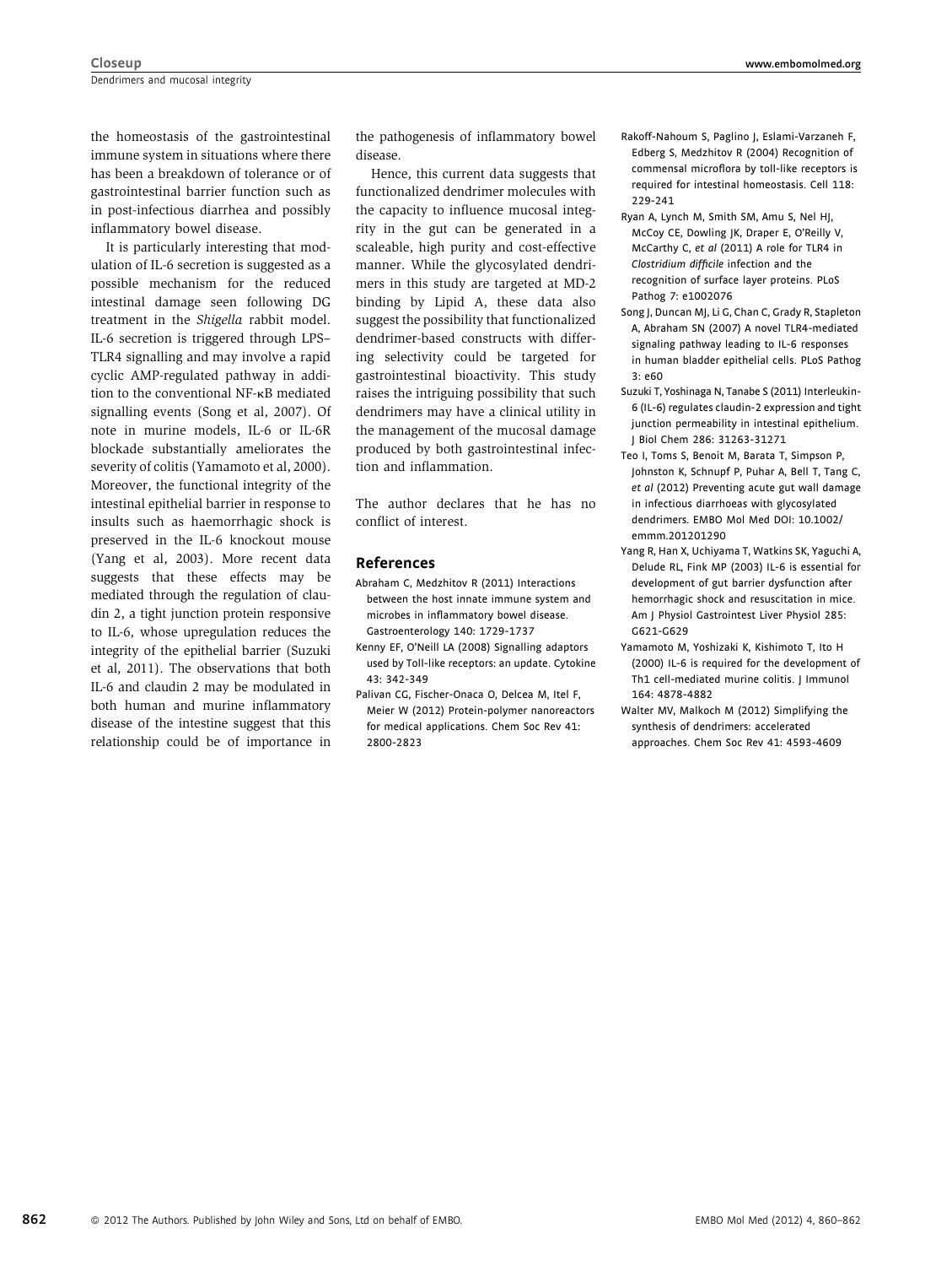the homeostasis of the gastrointestinal immune system in situations where there has been a breakdown of tolerance or of gastrointestinal barrier function such as in post-infectious diarrhea and possibly inflammatory bowel disease.

It is particularly interesting that modulation of IL-6 secretion is suggested as a possible mechanism for the reduced intestinal damage seen following DG treatment in the *Shigella* rabbit model. IL-6 secretion is triggered through LPS–TLR4 signalling and may involve a rapid cyclic AMP-regulated pathway in addition to the conventional NF-κB mediated signalling events (Song et al, 2007). Of note in murine models, IL-6 or IL-6R blockade substantially ameliorates the severity of colitis (Yamamoto et al, 2000). Moreover, the functional integrity of the intestinal epithelial barrier in response to insults such as haemorrhagic shock is preserved in the IL-6 knockout mouse (Yang et al, 2003). More recent data suggests that these effects may be mediated through the regulation of claudin 2, a tight junction protein responsive to IL-6, whose upregulation reduces the integrity of the epithelial barrier (Suzuki et al, 2011). The observations that both IL-6 and claudin 2 may be modulated in both human and murine inflammatory disease of the intestine suggest that this relationship could be of importance in the pathogenesis of inflammatory bowel disease.

Hence, this current data suggests that functionalized dendrimer molecules with the capacity to influence mucosal integrity in the gut can be generated in a scaleable, high purity and cost-effective manner. While the glycosylated dendrimers in this study are targeted at MD-2 binding by Lipid A, these data also suggest the possibility that functionalized dendrimer-based constructs with differing selectivity could be targeted for gastrointestinal bioactivity. This study raises the intriguing possibility that such dendrimers may have a clinical utility in the management of the mucosal damage produced by both gastrointestinal infection and inflammation.

The author declares that he has no conflict of interest.

## References

Abraham C, Medzhitov R (2011) Interactions between the host innate immune system and microbes in inflammatory bowel disease. Gastroenterology 140: 1729-1737

Kenny EF, O'Neill LA (2008) Signalling adaptors used by Toll-like receptors: an update. Cytokine 43: 342-349

Palivan CG, Fischer-Onaca O, Delcea M, Itel F, Meier W (2012) Protein-polymer nanoreactors for medical applications. Chem Soc Rev 41: 2800-2823

Rakoff-Nahoum S, Paglino J, Eslami-Varzaneh F, Edberg S, Medzhitov R (2004) Recognition of commensal microflora by toll-like receptors is required for intestinal homeostasis. Cell 118: 229-241

Ryan A, Lynch M, Smith SM, Amu S, Nel HJ, McCoy CE, Dowling JK, Draper E, O'Reilly V, McCarthy C, *et al* (2011) A role for TLR4 in *Clostridium difficile* infection and the recognition of surface layer proteins. PLoS Pathog 7: e1002076

Song J, Duncan MJ, Li G, Chan C, Grady R, Stapleton A, Abraham SN (2007) A novel TLR4-mediated signaling pathway leading to IL-6 responses in human bladder epithelial cells. PLoS Pathog 3: e60

Suzuki T, Yoshinaga N, Tanabe S (2011) Interleukin-6 (IL-6) regulates claudin-2 expression and tight junction permeability in intestinal epithelium. J Biol Chem 286: 31263-31271

Teo I, Toms S, Benoit M, Barata T, Simpson P, Johnston K, Schnupf P, Puhar A, Bell T, Tang C, *et al* (2012) Preventing acute gut wall damage in infectious diarrhoeas with glycosylated dendrimers. EMBO Mol Med DOI: 10.1002/emmm.201201290

Yang R, Han X, Uchiyama T, Watkins SK, Yaguchi A, Delude RL, Fink MP (2003) IL-6 is essential for development of gut barrier dysfunction after hemorrhagic shock and resuscitation in mice. Am J Physiol Gastrointest Liver Physiol 285: G621-G629

Yamamoto M, Yoshizaki K, Kishimoto T, Ito H (2000) IL-6 is required for the development of Th1 cell-mediated murine colitis. J Immunol 164: 4878-4882

Walter MV, Malkoch M (2012) Simplifying the synthesis of dendrimers: accelerated approaches. Chem Soc Rev 41: 4593-4609